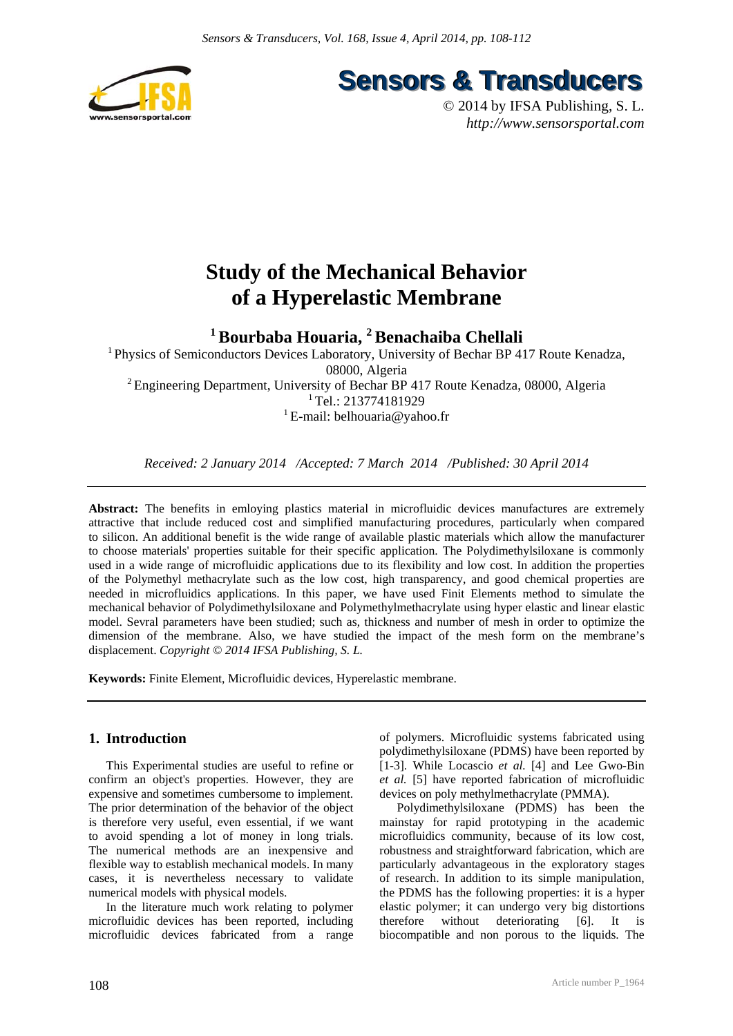Sensors & Transducers

© 2014 by IFSA Publishing, S. L.
*http://www.sensorsportal.com*

# Study of the Mechanical Behavior of a Hyperelastic Membrane

**[1] Bourbaba Houaria, [2] Benachaiba Chellali**

[1] Physics of Semiconductors Devices Laboratory, University of Bechar BP 417 Route Kenadza, 08000, Algeria
[2] Engineering Department, University of Bechar BP 417 Route Kenadza, 08000, Algeria
[1] Tel.: 213774181929
[1] E-mail: belhouaria@yahoo.fr

*Received: 2 January 2014 /Accepted: 7 March 2014 /Published: 30 April 2014*

**Abstract:** The benefits in emloying plastics material in microfluidic devices manufactures are extremely attractive that include reduced cost and simplified manufacturing procedures, particularly when compared to silicon. An additional benefit is the wide range of available plastic materials which allow the manufacturer to choose materials' properties suitable for their specific application. The Polydimethylsiloxane is commonly used in a wide range of microfluidic applications due to its flexibility and low cost. In addition the properties of the Polymethyl methacrylate such as the low cost, high transparency, and good chemical properties are needed in microfluidics applications. In this paper, we have used Finit Elements method to simulate the mechanical behavior of Polydimethylsiloxane and Polymethylmethacrylate using hyper elastic and linear elastic model. Sevral parameters have been studied; such as, thickness and number of mesh in order to optimize the dimension of the membrane. Also, we have studied the impact of the mesh form on the membrane's displacement. *Copyright © 2014 IFSA Publishing, S. L.*

**Keywords:** Finite Element, Microfluidic devices, Hyperelastic membrane.

## 1. Introduction

This Experimental studies are useful to refine or confirm an object's properties. However, they are expensive and sometimes cumbersome to implement. The prior determination of the behavior of the object is therefore very useful, even essential, if we want to avoid spending a lot of money in long trials. The numerical methods are an inexpensive and flexible way to establish mechanical models. In many cases, it is nevertheless necessary to validate numerical models with physical models.

In the literature much work relating to polymer microfluidic devices has been reported, including microfluidic devices fabricated from a range of polymers. Microfluidic systems fabricated using polydimethylsiloxane (PDMS) have been reported by [1-3]. While Locascio *et al.* [4] and Lee Gwo-Bin *et al.* [5] have reported fabrication of microfluidic devices on poly methylmethacrylate (PMMA).

Polydimethylsiloxane (PDMS) has been the mainstay for rapid prototyping in the academic microfluidics community, because of its low cost, robustness and straightforward fabrication, which are particularly advantageous in the exploratory stages of research. In addition to its simple manipulation, the PDMS has the following properties: it is a hyper elastic polymer; it can undergo very big distortions therefore without deteriorating [6]. It is biocompatible and non porous to the liquids. The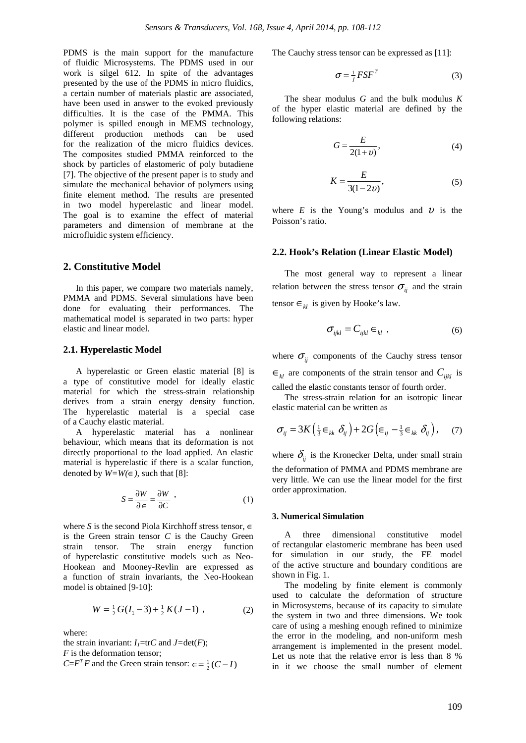PDMS is the main support for the manufacture of fluidic Microsystems. The PDMS used in our work is silgel 612. In spite of the advantages presented by the use of the PDMS in micro fluidics, a certain number of materials plastic are associated, have been used in answer to the evoked previously difficulties. It is the case of the PMMA. This polymer is spilled enough in MEMS technology, different production methods can be used for the realization of the micro fluidics devices. The composites studied PMMA reinforced to the shock by particles of elastomeric of poly butadiene [7]. The objective of the present paper is to study and simulate the mechanical behavior of polymers using finite element method. The results are presented in two model hyperelastic and linear model. The goal is to examine the effect of material parameters and dimension of membrane at the microfluidic system efficiency.

## 2. Constitutive Model

In this paper, we compare two materials namely, PMMA and PDMS. Several simulations have been done for evaluating their performances. The mathematical model is separated in two parts: hyper elastic and linear model.

### 2.1. Hyperelastic Model

A hyperelastic or Green elastic material [8] is a type of constitutive model for ideally elastic material for which the stress-strain relationship derives from a strain energy density function. The hyperelastic material is a special case of a Cauchy elastic material.

A hyperelastic material has a nonlinear behaviour, which means that its deformation is not directly proportional to the load applied. An elastic material is hyperelastic if there is a scalar function, denoted by $W=W(\in)$, such that [8]:

$$S = \frac{\partial W}{\partial \in} = \frac{\partial W}{\partial C} \ , \tag{1}$$

where $S$ is the second Piola Kirchhoff stress tensor, $\in$ is the Green strain tensor $C$ is the Cauchy Green strain tensor. The strain energy function of hyperelastic constitutive models such as Neo-Hookean and Mooney-Revlin are expressed as a function of strain invariants, the Neo-Hookean model is obtained [9-10]:

$$W = \tfrac{1}{2}G(I_1 - 3) + \tfrac{1}{2}K(J - 1) \ , \tag{2}$$

where:

the strain invariant: $I_1=\mathrm{tr}C$ and $J=\det(F)$;

$F$ is the deformation tensor;

$C=F^T F$ and the Green strain tensor: $\in = \tfrac{1}{2}(C - I)$

The Cauchy stress tensor can be expressed as [11]:

$$\sigma = \tfrac{1}{j} F S F^T \tag{3}$$

The shear modulus $G$ and the bulk modulus $K$ of the hyper elastic material are defined by the following relations:

$$G = \frac{E}{2(1+\upsilon)}, \tag{4}$$

$$K = \frac{E}{3(1-2\upsilon)}, \tag{5}$$

where $E$ is the Young's modulus and $\upsilon$ is the Poisson's ratio.

### 2.2. Hook's Relation (Linear Elastic Model)

The most general way to represent a linear relation between the stress tensor $\sigma_{ij}$ and the strain tensor $\in_{kl}$ is given by Hooke's law.

$$\sigma_{ijkl} = C_{ijkl} \in_{kl} \ , \tag{6}$$

where $\sigma_{ij}$ components of the Cauchy stress tensor $\in_{kl}$ are components of the strain tensor and $C_{ijkl}$ is called the elastic constants tensor of fourth order.

The stress-strain relation for an isotropic linear elastic material can be written as

$$\sigma_{ij} = 3K\left(\tfrac{1}{3}\in_{kk}\ \delta_{ij}\right) + 2G\left(\in_{ij} - \tfrac{1}{3}\in_{kk}\ \delta_{ij}\right), \tag{7}$$

where $\delta_{ij}$ is the Kronecker Delta, under small strain the deformation of PMMA and PDMS membrane are very little. We can use the linear model for the first order approximation.

### 3. Numerical Simulation

A three dimensional constitutive model of rectangular elastomeric membrane has been used for simulation in our study, the FE model of the active structure and boundary conditions are shown in Fig. 1.

The modeling by finite element is commonly used to calculate the deformation of structure in Microsystems, because of its capacity to simulate the system in two and three dimensions. We took care of using a meshing enough refined to minimize the error in the modeling, and non-uniform mesh arrangement is implemented in the present model. Let us note that the relative error is less than 8 % in it we choose the small number of element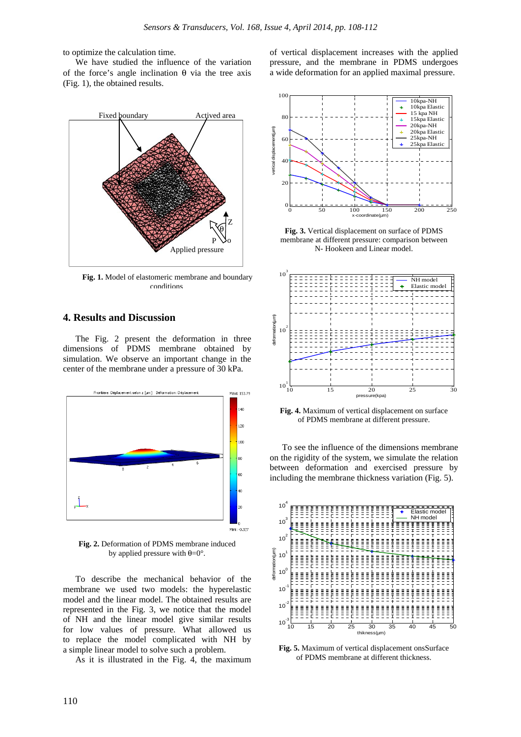to optimize the calculation time.

We have studied the influence of the variation of the force's angle inclination θ via the tree axis (Fig. 1), the obtained results.

**Fig. 1.** Model of elastomeric membrane and boundary conditions

## 4. Results and Discussion

The Fig. 2 present the deformation in three dimensions of PDMS membrane obtained by simulation. We observe an important change in the center of the membrane under a pressure of 30 kPa.

**Fig. 2.** Deformation of PDMS membrane induced by applied pressure with θ=0°.

To describe the mechanical behavior of the membrane we used two models: the hyperelastic model and the linear model. The obtained results are represented in the Fig. 3, we notice that the model of NH and the linear model give similar results for low values of pressure. What allowed us to replace the model complicated with NH by a simple linear model to solve such a problem.

As it is illustrated in the Fig. 4, the maximum of vertical displacement increases with the applied pressure, and the membrane in PDMS undergoes a wide deformation for an applied maximal pressure.

**Fig. 3.** Vertical displacement on surface of PDMS membrane at different pressure: comparison between N- Hookeen and Linear model.

**Fig. 4.** Maximum of vertical displacement on surface of PDMS membrane at different pressure.

To see the influence of the dimensions membrane on the rigidity of the system, we simulate the relation between deformation and exercised pressure by including the membrane thickness variation (Fig. 5).

**Fig. 5.** Maximum of vertical displacement onsSurface of PDMS membrane at different thickness.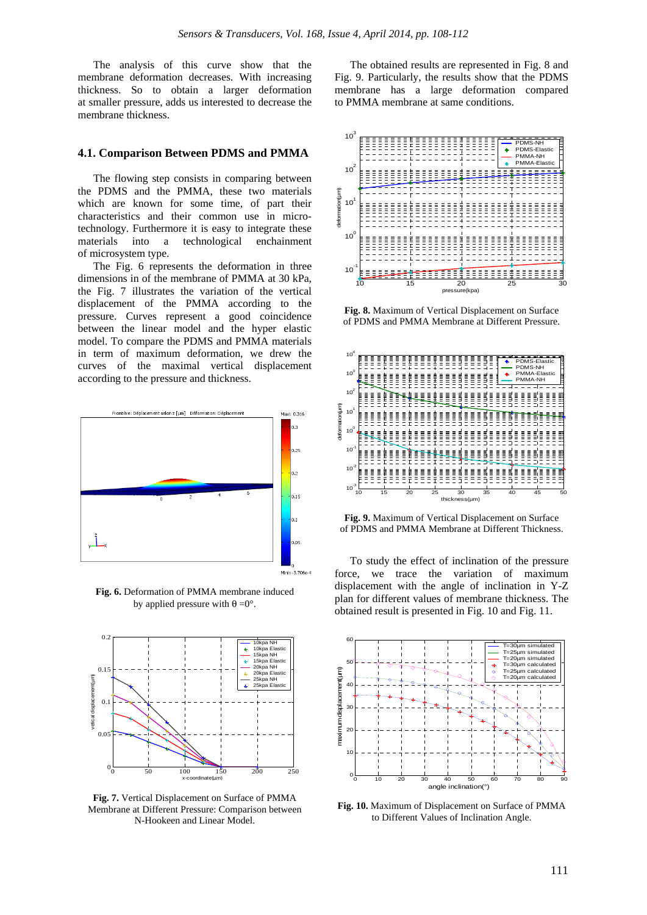The analysis of this curve show that the membrane deformation decreases. With increasing thickness. So to obtain a larger deformation at smaller pressure, adds us interested to decrease the membrane thickness.

### 4.1. Comparison Between PDMS and PMMA

The flowing step consists in comparing between the PDMS and the PMMA, these two materials which are known for some time, of part their characteristics and their common use in micro-technology. Furthermore it is easy to integrate these materials into a technological enchainment of microsystem type.

The Fig. 6 represents the deformation in three dimensions in of the membrane of PMMA at 30 kPa, the Fig. 7 illustrates the variation of the vertical displacement of the PMMA according to the pressure. Curves represent a good coincidence between the linear model and the hyper elastic model. To compare the PDMS and PMMA materials in term of maximum deformation, we drew the curves of the maximal vertical displacement according to the pressure and thickness.

**Fig. 6.** Deformation of PMMA membrane induced by applied pressure with $\theta = 0°$.

**Fig. 7.** Vertical Displacement on Surface of PMMA Membrane at Different Pressure: Comparison between N-Hookeen and Linear Model.

The obtained results are represented in Fig. 8 and Fig. 9. Particularly, the results show that the PDMS membrane has a large deformation compared to PMMA membrane at same conditions.

**Fig. 8.** Maximum of Vertical Displacement on Surface of PDMS and PMMA Membrane at Different Pressure.

**Fig. 9.** Maximum of Vertical Displacement on Surface of PDMS and PMMA Membrane at Different Thickness.

To study the effect of inclination of the pressure force, we trace the variation of maximum displacement with the angle of inclination in Y-Z plan for different values of membrane thickness. The obtained result is presented in Fig. 10 and Fig. 11.

**Fig. 10.** Maximum of Displacement on Surface of PMMA to Different Values of Inclination Angle.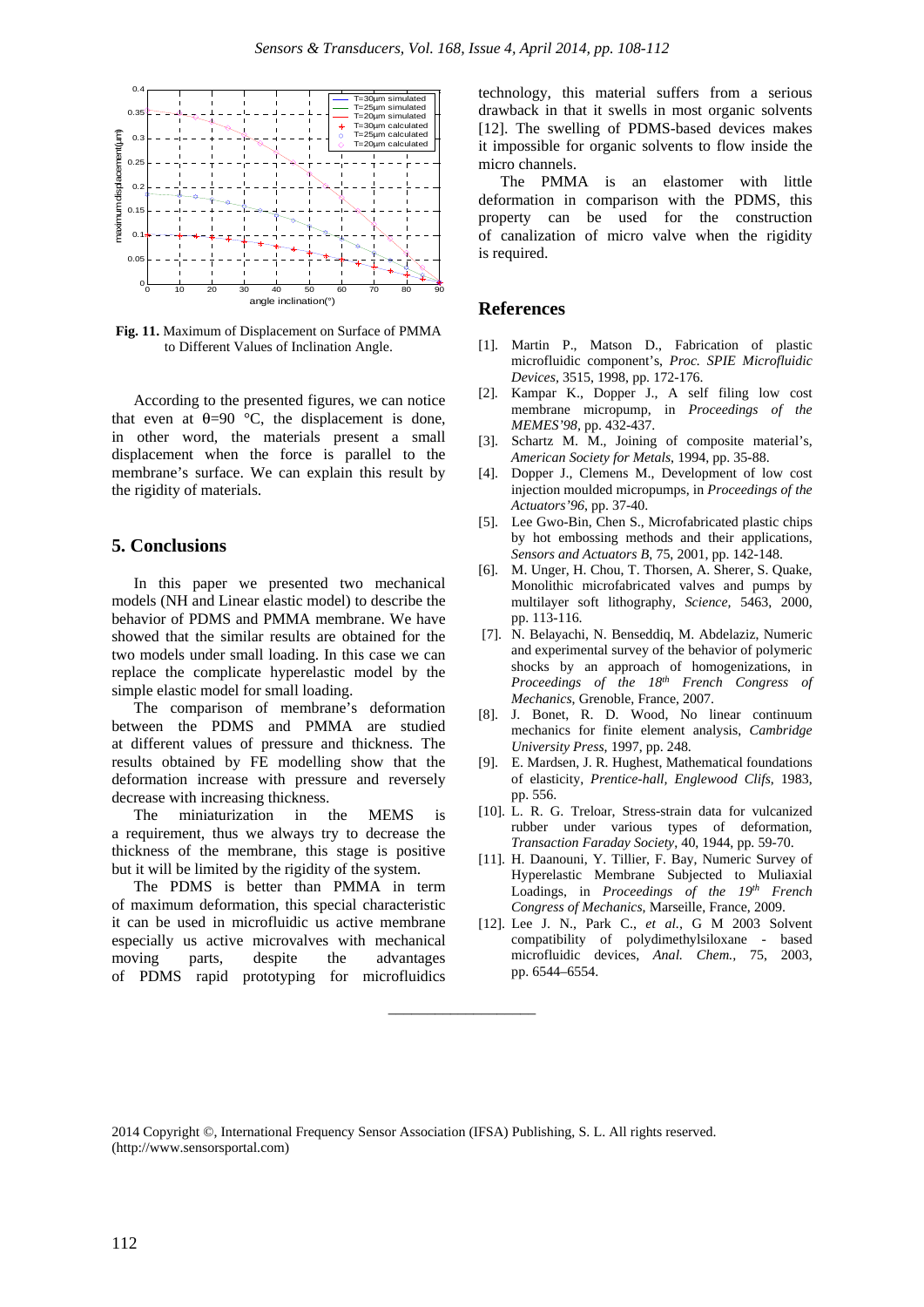0.4
0.35
0.3
0.25
0.2
0.15
0.1
0.05
0
maximum displacement(µm)
0 10 20 30 40 50 60 70 80 90
angle inclination(°)
T=30µm simulated
T=25µm simulated
T=20µm simulated
T=30µm calculated
T=25µm calculated
T=20µm calculated

**Fig. 11.** Maximum of Displacement on Surface of PMMA to Different Values of Inclination Angle.

According to the presented figures, we can notice that even at θ=90 °C, the displacement is done, in other word, the materials present a small displacement when the force is parallel to the membrane's surface. We can explain this result by the rigidity of materials.

## 5. Conclusions

In this paper we presented two mechanical models (NH and Linear elastic model) to describe the behavior of PDMS and PMMA membrane. We have showed that the similar results are obtained for the two models under small loading. In this case we can replace the complicate hyperelastic model by the simple elastic model for small loading.

The comparison of membrane's deformation between the PDMS and PMMA are studied at different values of pressure and thickness. The results obtained by FE modelling show that the deformation increase with pressure and reversely decrease with increasing thickness.

The miniaturization in the MEMS is a requirement, thus we always try to decrease the thickness of the membrane, this stage is positive but it will be limited by the rigidity of the system.

The PDMS is better than PMMA in term of maximum deformation, this special characteristic it can be used in microfluidic us active membrane especially us active microvalves with mechanical moving parts, despite the advantages of PDMS rapid prototyping for microfluidics technology, this material suffers from a serious drawback in that it swells in most organic solvents [12]. The swelling of PDMS-based devices makes it impossible for organic solvents to flow inside the micro channels.

The PMMA is an elastomer with little deformation in comparison with the PDMS, this property can be used for the construction of canalization of micro valve when the rigidity is required.

## References

[1]. Martin P., Matson D., Fabrication of plastic microfluidic component's, *Proc. SPIE Microfluidic Devices*, 3515, 1998, pp. 172-176.

[2]. Kampar K., Dopper J., A self filing low cost membrane micropump, in *Proceedings of the MEMES'98*, pp. 432-437.

[3]. Schartz M. M., Joining of composite material's, *American Society for Metals*, 1994, pp. 35-88.

[4]. Dopper J., Clemens M., Development of low cost injection moulded micropumps, in *Proceedings of the Actuators'96*, pp. 37-40.

[5]. Lee Gwo-Bin, Chen S., Microfabricated plastic chips by hot embossing methods and their applications, *Sensors and Actuators B*, 75, 2001, pp. 142-148.

[6]. M. Unger, H. Chou, T. Thorsen, A. Sherer, S. Quake, Monolithic microfabricated valves and pumps by multilayer soft lithography, *Science*, 5463, 2000, pp. 113-116.

[7]. N. Belayachi, N. Benseddiq, M. Abdelaziz, Numeric and experimental survey of the behavior of polymeric shocks by an approach of homogenizations, in *Proceedings of the 18th French Congress of Mechanics*, Grenoble, France, 2007.

[8]. J. Bonet, R. D. Wood, No linear continuum mechanics for finite element analysis, *Cambridge University Press*, 1997, pp. 248.

[9]. E. Mardsen, J. R. Hughest, Mathematical foundations of elasticity, *Prentice-hall, Englewood Clifs*, 1983, pp. 556.

[10]. L. R. G. Treloar, Stress-strain data for vulcanized rubber under various types of deformation, *Transaction Faraday Society*, 40, 1944, pp. 59-70.

[11]. H. Daanouni, Y. Tillier, F. Bay, Numeric Survey of Hyperelastic Membrane Subjected to Muliaxial Loadings, in *Proceedings of the 19th French Congress of Mechanics*, Marseille, France, 2009.

[12]. Lee J. N., Park C., *et al.*, G M 2003 Solvent compatibility of polydimethylsiloxane - based microfluidic devices, *Anal. Chem.*, 75, 2003, pp. 6544–6554.

___________________

2014 Copyright ©, International Frequency Sensor Association (IFSA) Publishing, S. L. All rights reserved. (http://www.sensorsportal.com)